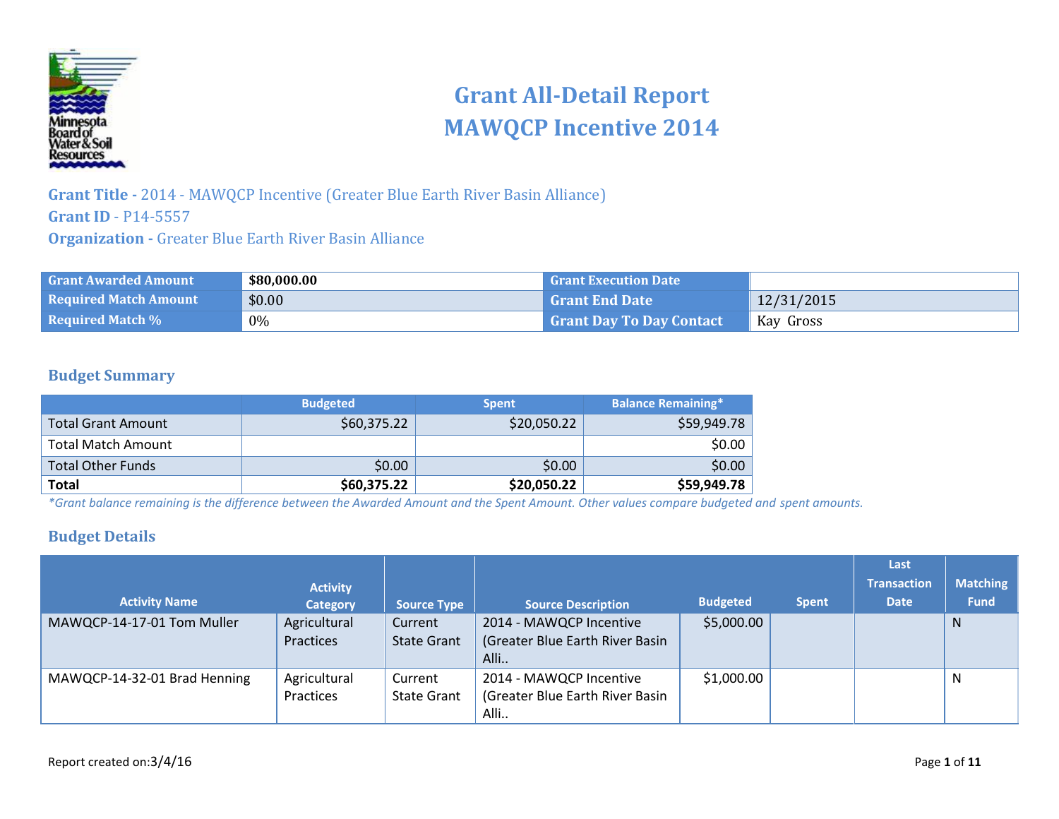# Grant All-Detail Report
# MAWQCP Incentive 2014

**Grant Title -** 2014 - MAWQCP Incentive (Greater Blue Earth River Basin Alliance)
**Grant ID** - P14-5557
**Organization -** Greater Blue Earth River Basin Alliance

| Grant Awarded Amount | **$80,000.00** | Grant Execution Date | |
|---|---|---|---|
| Required Match Amount | $0.00 | Grant End Date | 12/31/2015 |
| Required Match % | 0% | Grant Day To Day Contact | Kay Gross |

## Budget Summary

| | Budgeted | Spent | Balance Remaining* |
|---|---|---|---|
| Total Grant Amount | $60,375.22 | $20,050.22 | $59,949.78 |
| Total Match Amount | | | $0.00 |
| Total Other Funds | $0.00 | $0.00 | $0.00 |
| **Total** | **$60,375.22** | **$20,050.22** | **$59,949.78** |

*\*Grant balance remaining is the difference between the Awarded Amount and the Spent Amount. Other values compare budgeted and spent amounts.*

## Budget Details

| Activity Name | Activity Category | Source Type | Source Description | Budgeted | Spent | Last Transaction Date | Matching Fund |
|---|---|---|---|---|---|---|---|
| MAWQCP-14-17-01 Tom Muller | Agricultural Practices | Current State Grant | 2014 - MAWQCP Incentive (Greater Blue Earth River Basin Alli.. | $5,000.00 | | | N |
| MAWQCP-14-32-01 Brad Henning | Agricultural Practices | Current State Grant | 2014 - MAWQCP Incentive (Greater Blue Earth River Basin Alli.. | $1,000.00 | | | N |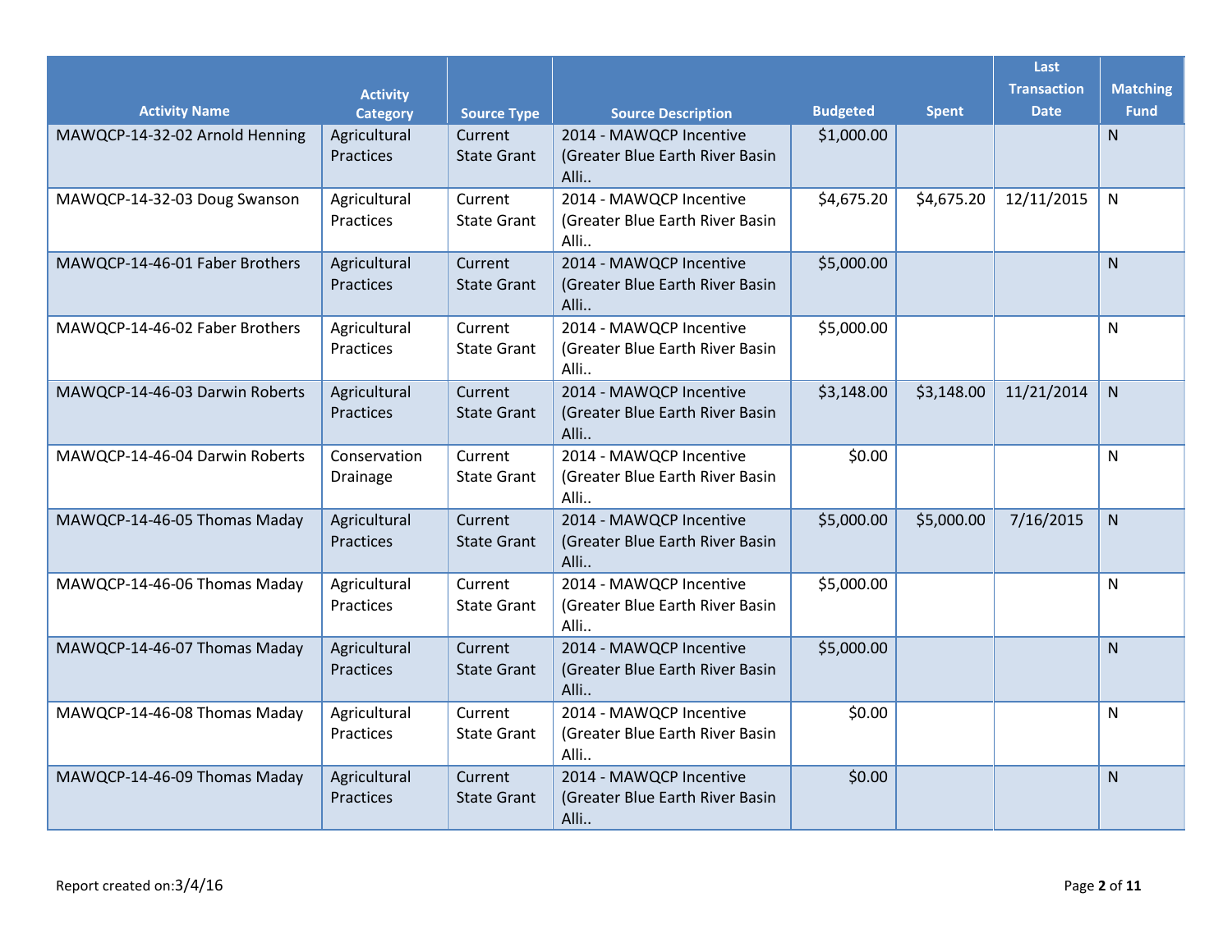| Activity Name | Activity Category | Source Type | Source Description | Budgeted | Spent | Last Transaction Date | Matching Fund |
|---|---|---|---|---|---|---|---|
| MAWQCP-14-32-02 Arnold Henning | Agricultural Practices | Current State Grant | 2014 - MAWQCP Incentive (Greater Blue Earth River Basin Alli.. | $1,000.00 | | | N |
| MAWQCP-14-32-03 Doug Swanson | Agricultural Practices | Current State Grant | 2014 - MAWQCP Incentive (Greater Blue Earth River Basin Alli.. | $4,675.20 | $4,675.20 | 12/11/2015 | N |
| MAWQCP-14-46-01 Faber Brothers | Agricultural Practices | Current State Grant | 2014 - MAWQCP Incentive (Greater Blue Earth River Basin Alli.. | $5,000.00 | | | N |
| MAWQCP-14-46-02 Faber Brothers | Agricultural Practices | Current State Grant | 2014 - MAWQCP Incentive (Greater Blue Earth River Basin Alli.. | $5,000.00 | | | N |
| MAWQCP-14-46-03 Darwin Roberts | Agricultural Practices | Current State Grant | 2014 - MAWQCP Incentive (Greater Blue Earth River Basin Alli.. | $3,148.00 | $3,148.00 | 11/21/2014 | N |
| MAWQCP-14-46-04 Darwin Roberts | Conservation Drainage | Current State Grant | 2014 - MAWQCP Incentive (Greater Blue Earth River Basin Alli.. | $0.00 | | | N |
| MAWQCP-14-46-05 Thomas Maday | Agricultural Practices | Current State Grant | 2014 - MAWQCP Incentive (Greater Blue Earth River Basin Alli.. | $5,000.00 | $5,000.00 | 7/16/2015 | N |
| MAWQCP-14-46-06 Thomas Maday | Agricultural Practices | Current State Grant | 2014 - MAWQCP Incentive (Greater Blue Earth River Basin Alli.. | $5,000.00 | | | N |
| MAWQCP-14-46-07 Thomas Maday | Agricultural Practices | Current State Grant | 2014 - MAWQCP Incentive (Greater Blue Earth River Basin Alli.. | $5,000.00 | | | N |
| MAWQCP-14-46-08 Thomas Maday | Agricultural Practices | Current State Grant | 2014 - MAWQCP Incentive (Greater Blue Earth River Basin Alli.. | $0.00 | | | N |
| MAWQCP-14-46-09 Thomas Maday | Agricultural Practices | Current State Grant | 2014 - MAWQCP Incentive (Greater Blue Earth River Basin Alli.. | $0.00 | | | N |

Report created on:3/4/16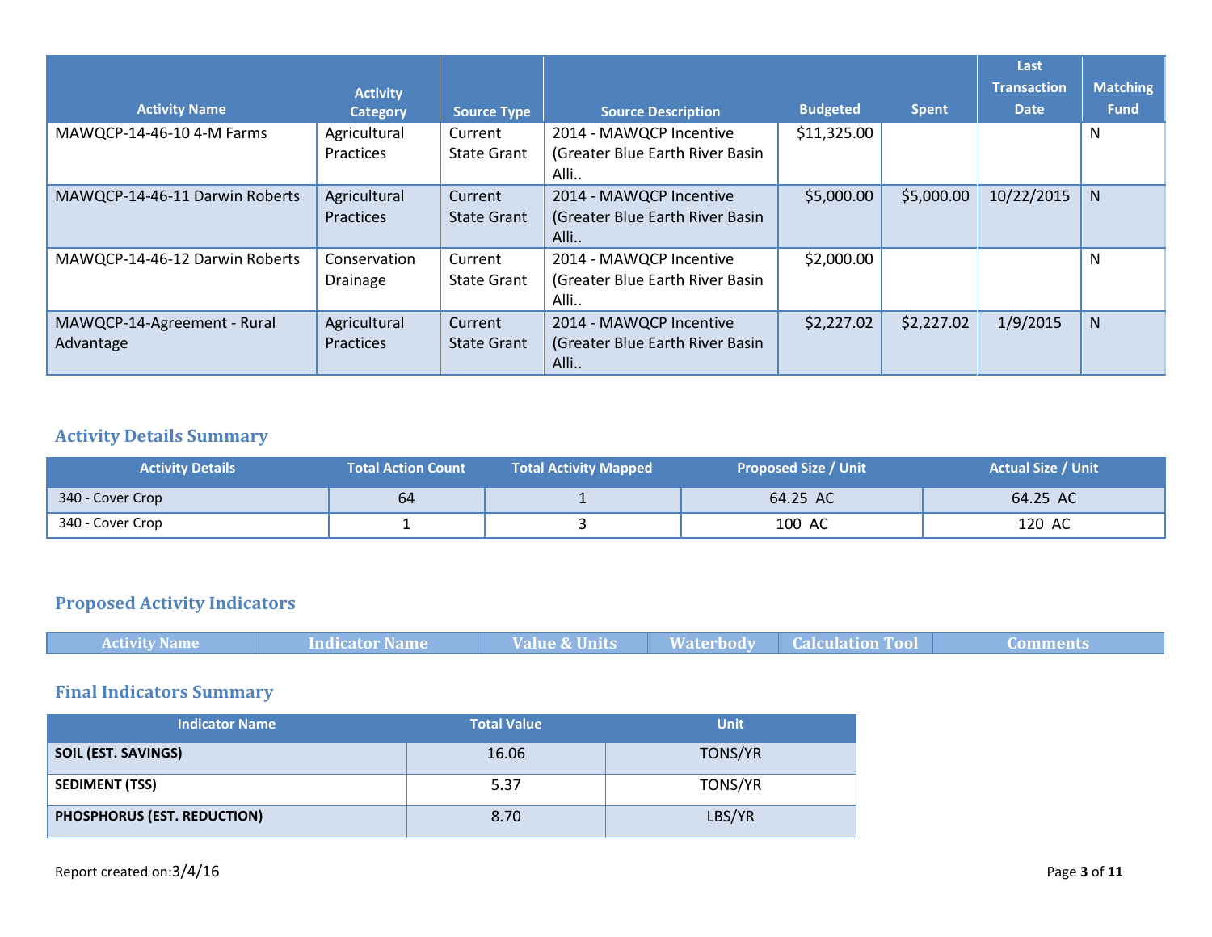| Activity Name | Activity Category | Source Type | Source Description | Budgeted | Spent | Last Transaction Date | Matching Fund |
|---|---|---|---|---|---|---|---|
| MAWQCP-14-46-10 4-M Farms | Agricultural Practices | Current State Grant | 2014 - MAWQCP Incentive (Greater Blue Earth River Basin Alli.. | $11,325.00 | | | N |
| MAWQCP-14-46-11 Darwin Roberts | Agricultural Practices | Current State Grant | 2014 - MAWQCP Incentive (Greater Blue Earth River Basin Alli.. | $5,000.00 | $5,000.00 | 10/22/2015 | N |
| MAWQCP-14-46-12 Darwin Roberts | Conservation Drainage | Current State Grant | 2014 - MAWQCP Incentive (Greater Blue Earth River Basin Alli.. | $2,000.00 | | | N |
| MAWQCP-14-Agreement - Rural Advantage | Agricultural Practices | Current State Grant | 2014 - MAWQCP Incentive (Greater Blue Earth River Basin Alli.. | $2,227.02 | $2,227.02 | 1/9/2015 | N |

## Activity Details Summary

| Activity Details | Total Action Count | Total Activity Mapped | Proposed Size / Unit | Actual Size / Unit |
|---|---|---|---|---|
| 340 - Cover Crop | 64 | 1 | 64.25 AC | 64.25 AC |
| 340 - Cover Crop | 1 | 3 | 100 AC | 120 AC |

## Proposed Activity Indicators

| Activity Name | Indicator Name | Value & Units | Waterbody | Calculation Tool | Comments |
|---|---|---|---|---|---|

## Final Indicators Summary

| Indicator Name | Total Value | Unit |
|---|---|---|
| **SOIL (EST. SAVINGS)** | 16.06 | TONS/YR |
| **SEDIMENT (TSS)** | 5.37 | TONS/YR |
| **PHOSPHORUS (EST. REDUCTION)** | 8.70 | LBS/YR |

Report created on:3/4/16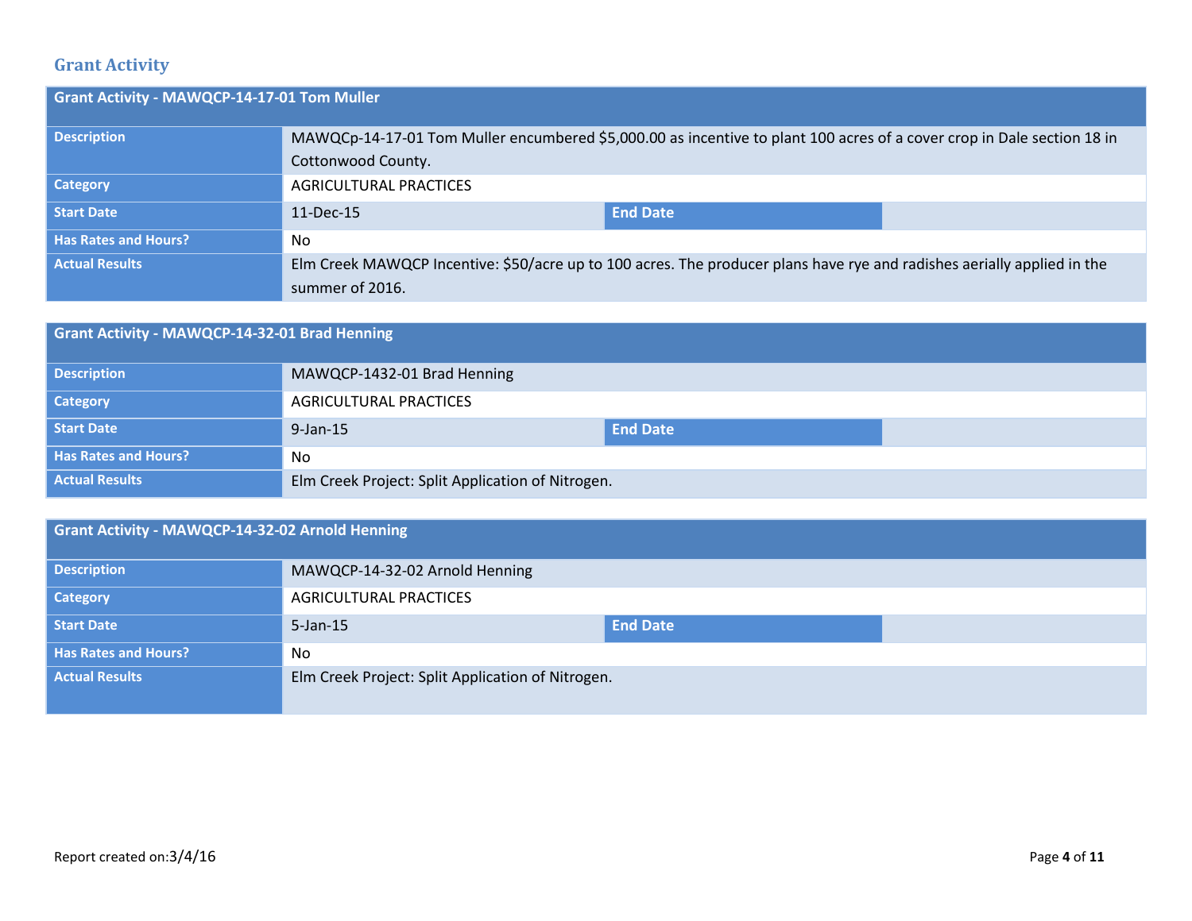## Grant Activity

| Grant Activity - MAWQCP-14-17-01 Tom Muller | | | |
|---|---|---|---|
| **Description** | MAWQCp-14-17-01 Tom Muller encumbered $5,000.00 as incentive to plant 100 acres of a cover crop in Dale section 18 in Cottonwood County. | | |
| **Category** | AGRICULTURAL PRACTICES | | |
| **Start Date** | 11-Dec-15 | **End Date** | |
| **Has Rates and Hours?** | No | | |
| **Actual Results** | Elm Creek MAWQCP Incentive: $50/acre up to 100 acres. The producer plans have rye and radishes aerially applied in the summer of 2016. | | |

| Grant Activity - MAWQCP-14-32-01 Brad Henning | | | |
|---|---|---|---|
| **Description** | MAWQCP-1432-01 Brad Henning | | |
| **Category** | AGRICULTURAL PRACTICES | | |
| **Start Date** | 9-Jan-15 | **End Date** | |
| **Has Rates and Hours?** | No | | |
| **Actual Results** | Elm Creek Project: Split Application of Nitrogen. | | |

| Grant Activity - MAWQCP-14-32-02 Arnold Henning | | | |
|---|---|---|---|
| **Description** | MAWQCP-14-32-02 Arnold Henning | | |
| **Category** | AGRICULTURAL PRACTICES | | |
| **Start Date** | 5-Jan-15 | **End Date** | |
| **Has Rates and Hours?** | No | | |
| **Actual Results** | Elm Creek Project: Split Application of Nitrogen. | | |

Report created on:3/4/16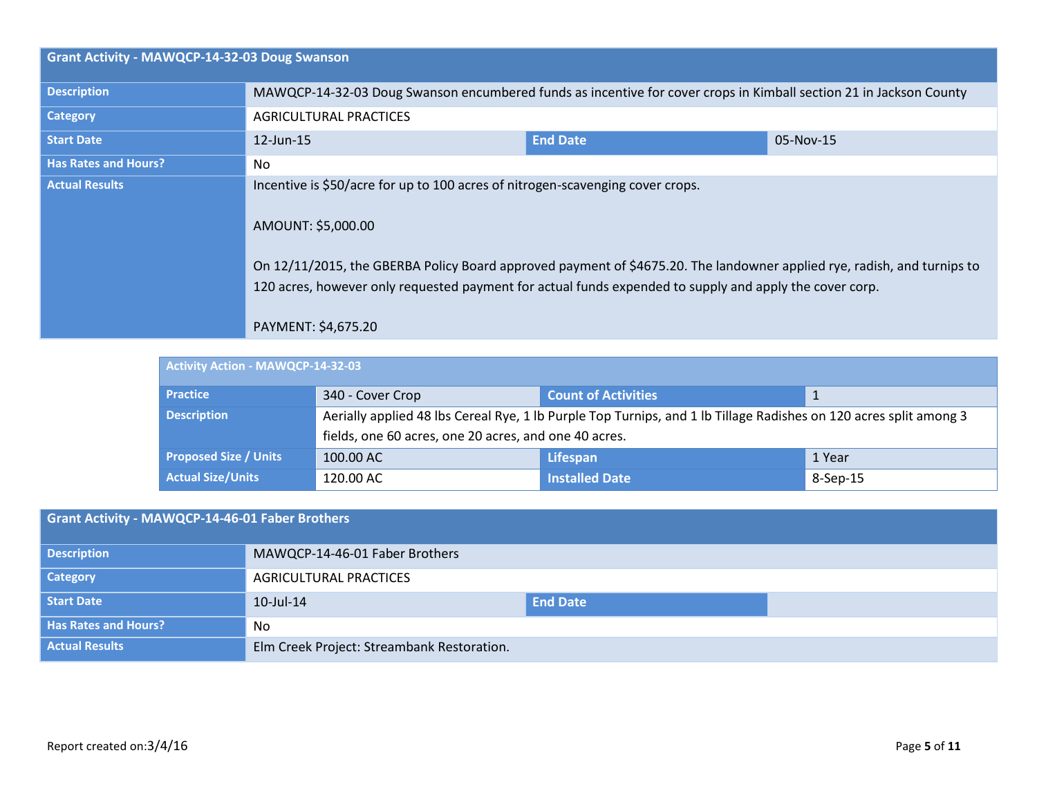## Grant Activity - MAWQCP-14-32-03 Doug Swanson

| | | | |
|---|---|---|---|
| **Description** | MAWQCP-14-32-03 Doug Swanson encumbered funds as incentive for cover crops in Kimball section 21 in Jackson County | | |
| **Category** | AGRICULTURAL PRACTICES | | |
| **Start Date** | 12-Jun-15 | **End Date** | 05-Nov-15 |
| **Has Rates and Hours?** | No | | |
| **Actual Results** | Incentive is $50/acre for up to 100 acres of nitrogen-scavenging cover crops.<br><br>AMOUNT: $5,000.00<br><br>On 12/11/2015, the GBERBA Policy Board approved payment of $4675.20. The landowner applied rye, radish, and turnips to 120 acres, however only requested payment for actual funds expended to supply and apply the cover corp.<br><br>PAYMENT: $4,675.20 | | |

### Activity Action - MAWQCP-14-32-03

| | | | |
|---|---|---|---|
| **Practice** | 340 - Cover Crop | **Count of Activities** | 1 |
| **Description** | Aerially applied 48 lbs Cereal Rye, 1 lb Purple Top Turnips, and 1 lb Tillage Radishes on 120 acres split among 3 fields, one 60 acres, one 20 acres, and one 40 acres. | | |
| **Proposed Size / Units** | 100.00 AC | **Lifespan** | 1 Year |
| **Actual Size/Units** | 120.00 AC | **Installed Date** | 8-Sep-15 |

## Grant Activity - MAWQCP-14-46-01 Faber Brothers

| | | | |
|---|---|---|---|
| **Description** | MAWQCP-14-46-01 Faber Brothers | | |
| **Category** | AGRICULTURAL PRACTICES | | |
| **Start Date** | 10-Jul-14 | **End Date** | |
| **Has Rates and Hours?** | No | | |
| **Actual Results** | Elm Creek Project: Streambank Restoration. | | |

Report created on:3/4/16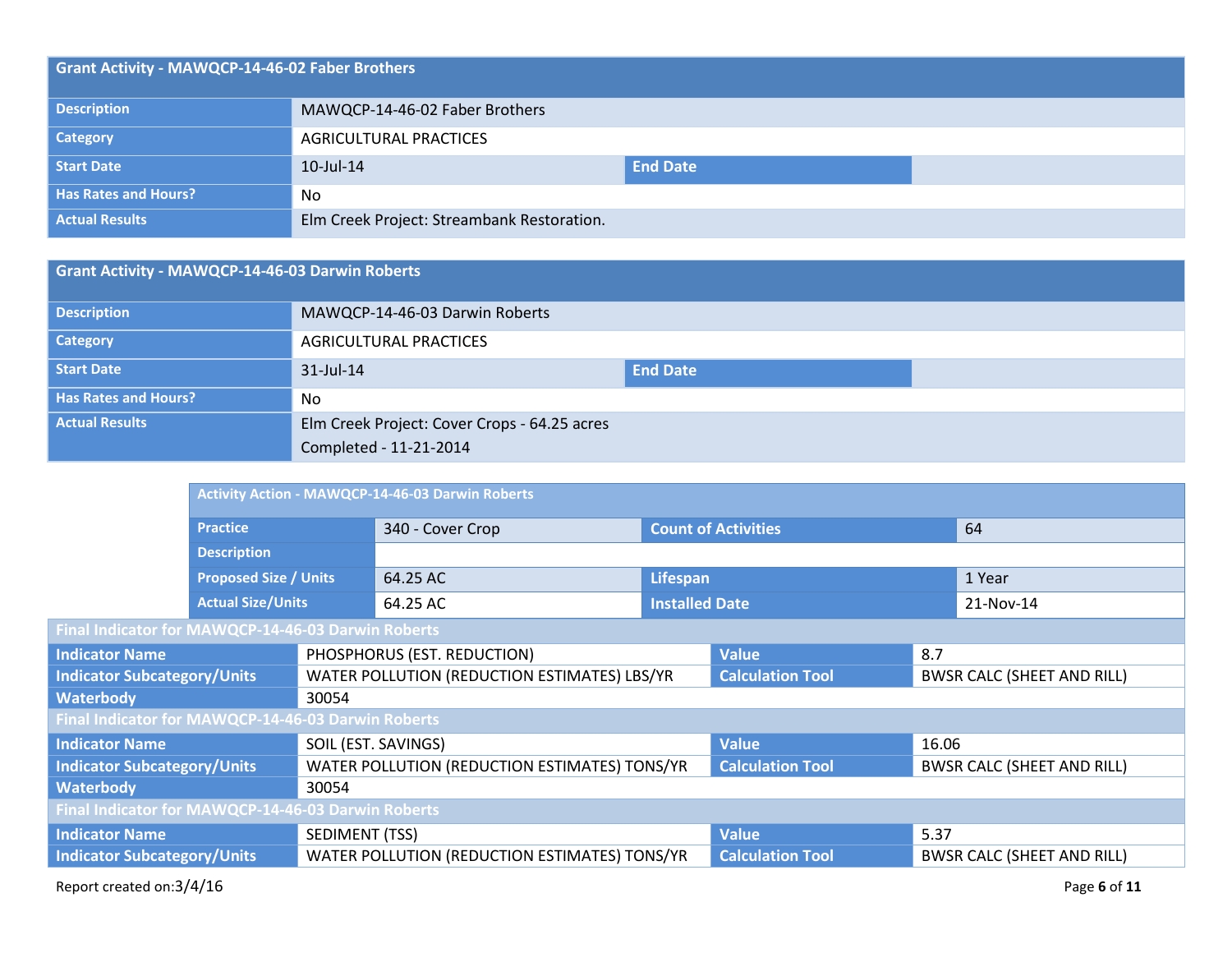| Grant Activity - MAWQCP-14-46-02 Faber Brothers | | | |
|---|---|---|---|
| Description | MAWQCP-14-46-02 Faber Brothers | | |
| Category | AGRICULTURAL PRACTICES | | |
| Start Date | 10-Jul-14 | End Date | |
| Has Rates and Hours? | No | | |
| Actual Results | Elm Creek Project: Streambank Restoration. | | |

| Grant Activity - MAWQCP-14-46-03 Darwin Roberts | | | |
|---|---|---|---|
| Description | MAWQCP-14-46-03 Darwin Roberts | | |
| Category | AGRICULTURAL PRACTICES | | |
| Start Date | 31-Jul-14 | End Date | |
| Has Rates and Hours? | No | | |
| Actual Results | Elm Creek Project: Cover Crops - 64.25 acres<br>Completed - 11-21-2014 | | |

| Activity Action - MAWQCP-14-46-03 Darwin Roberts | | | |
|---|---|---|---|
| Practice | 340 - Cover Crop | Count of Activities | 64 |
| Description | | | |
| Proposed Size / Units | 64.25 AC | Lifespan | 1 Year |
| Actual Size/Units | 64.25 AC | Installed Date | 21-Nov-14 |

| Final Indicator for MAWQCP-14-46-03 Darwin Roberts | | | |
|---|---|---|---|
| Indicator Name | PHOSPHORUS (EST. REDUCTION) | Value | 8.7 |
| Indicator Subcategory/Units | WATER POLLUTION (REDUCTION ESTIMATES) LBS/YR | Calculation Tool | BWSR CALC (SHEET AND RILL) |
| Waterbody | 30054 | | |

| Final Indicator for MAWQCP-14-46-03 Darwin Roberts | | | |
|---|---|---|---|
| Indicator Name | SOIL (EST. SAVINGS) | Value | 16.06 |
| Indicator Subcategory/Units | WATER POLLUTION (REDUCTION ESTIMATES) TONS/YR | Calculation Tool | BWSR CALC (SHEET AND RILL) |
| Waterbody | 30054 | | |

| Final Indicator for MAWQCP-14-46-03 Darwin Roberts | | | |
|---|---|---|---|
| Indicator Name | SEDIMENT (TSS) | Value | 5.37 |
| Indicator Subcategory/Units | WATER POLLUTION (REDUCTION ESTIMATES) TONS/YR | Calculation Tool | BWSR CALC (SHEET AND RILL) |

Report created on:3/4/16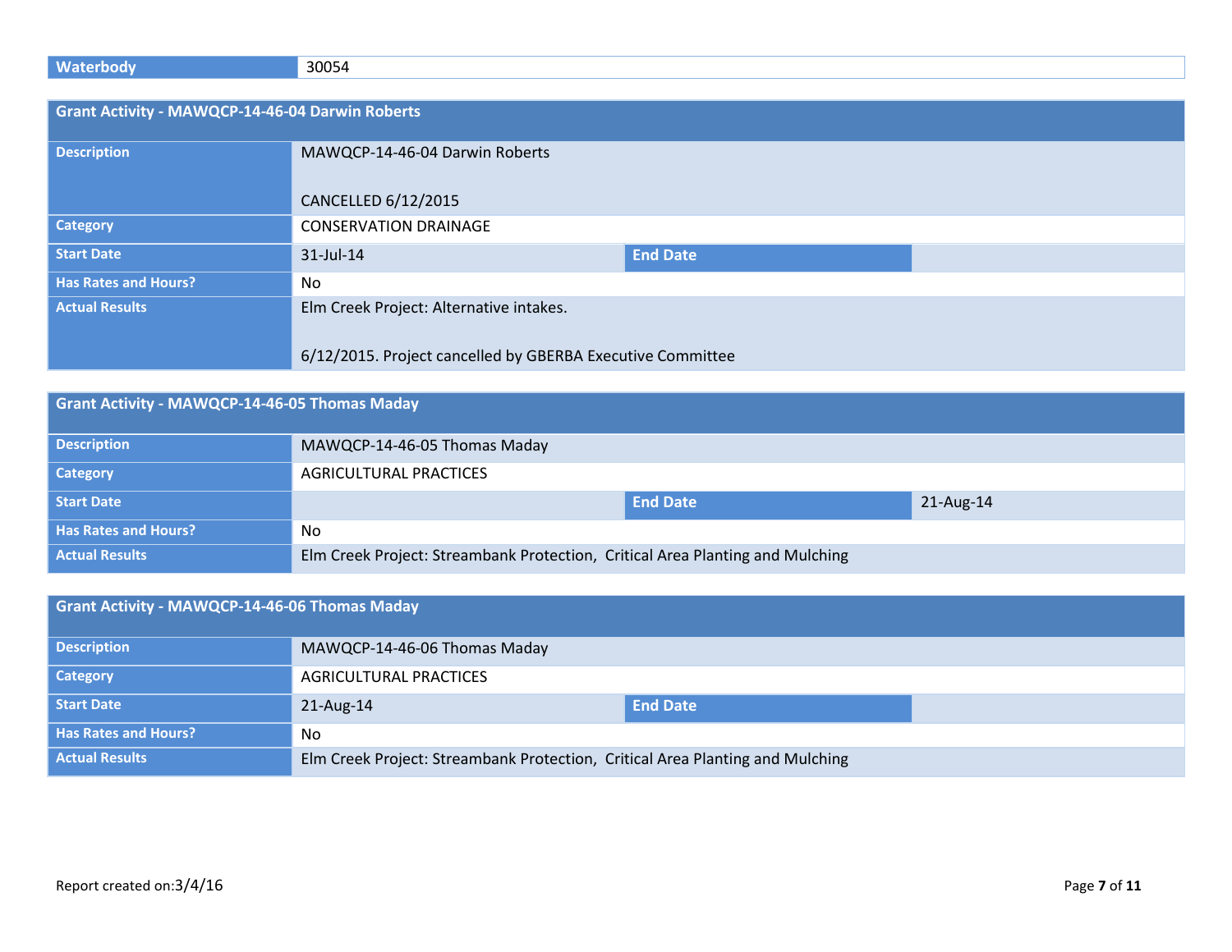| Waterbody | 30054 |
|---|---|

| Grant Activity - MAWQCP-14-46-04 Darwin Roberts | | | |
|---|---|---|---|
| Description | MAWQCP-14-46-04 Darwin Roberts<br><br>CANCELLED 6/12/2015 | | |
| Category | CONSERVATION DRAINAGE | | |
| Start Date | 31-Jul-14 | End Date | |
| Has Rates and Hours? | No | | |
| Actual Results | Elm Creek Project: Alternative intakes.<br><br>6/12/2015. Project cancelled by GBERBA Executive Committee | | |

| Grant Activity - MAWQCP-14-46-05 Thomas Maday | | | |
|---|---|---|---|
| Description | MAWQCP-14-46-05 Thomas Maday | | |
| Category | AGRICULTURAL PRACTICES | | |
| Start Date | | End Date | 21-Aug-14 |
| Has Rates and Hours? | No | | |
| Actual Results | Elm Creek Project: Streambank Protection, Critical Area Planting and Mulching | | |

| Grant Activity - MAWQCP-14-46-06 Thomas Maday | | | |
|---|---|---|---|
| Description | MAWQCP-14-46-06 Thomas Maday | | |
| Category | AGRICULTURAL PRACTICES | | |
| Start Date | 21-Aug-14 | End Date | |
| Has Rates and Hours? | No | | |
| Actual Results | Elm Creek Project: Streambank Protection, Critical Area Planting and Mulching | | |

Report created on:3/4/16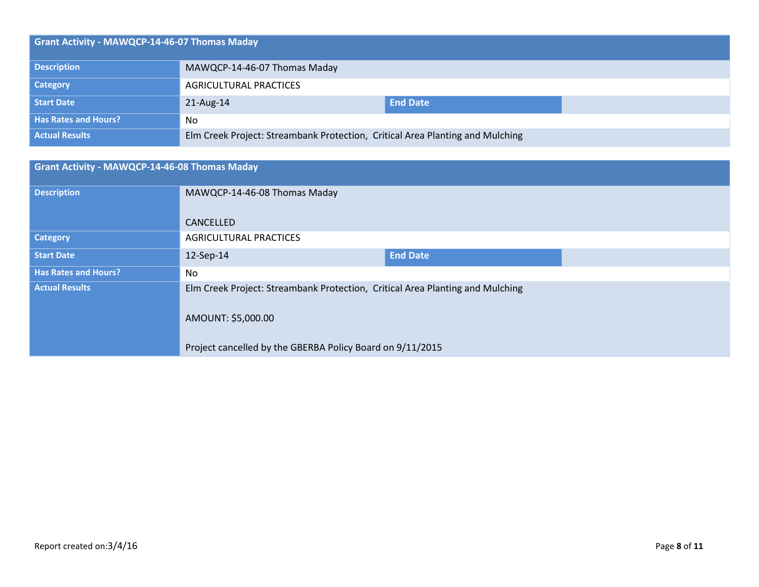| Grant Activity - MAWQCP-14-46-07 Thomas Maday | | | |
|---|---|---|---|
| **Description** | MAWQCP-14-46-07 Thomas Maday | | |
| **Category** | AGRICULTURAL PRACTICES | | |
| **Start Date** | 21-Aug-14 | **End Date** | |
| **Has Rates and Hours?** | No | | |
| **Actual Results** | Elm Creek Project: Streambank Protection, Critical Area Planting and Mulching | | |

| Grant Activity - MAWQCP-14-46-08 Thomas Maday | | | |
|---|---|---|---|
| **Description** | MAWQCP-14-46-08 Thomas Maday<br><br>CANCELLED | | |
| **Category** | AGRICULTURAL PRACTICES | | |
| **Start Date** | 12-Sep-14 | **End Date** | |
| **Has Rates and Hours?** | No | | |
| **Actual Results** | Elm Creek Project: Streambank Protection, Critical Area Planting and Mulching<br><br>AMOUNT: $5,000.00<br><br>Project cancelled by the GBERBA Policy Board on 9/11/2015 | | |

Report created on:3/4/16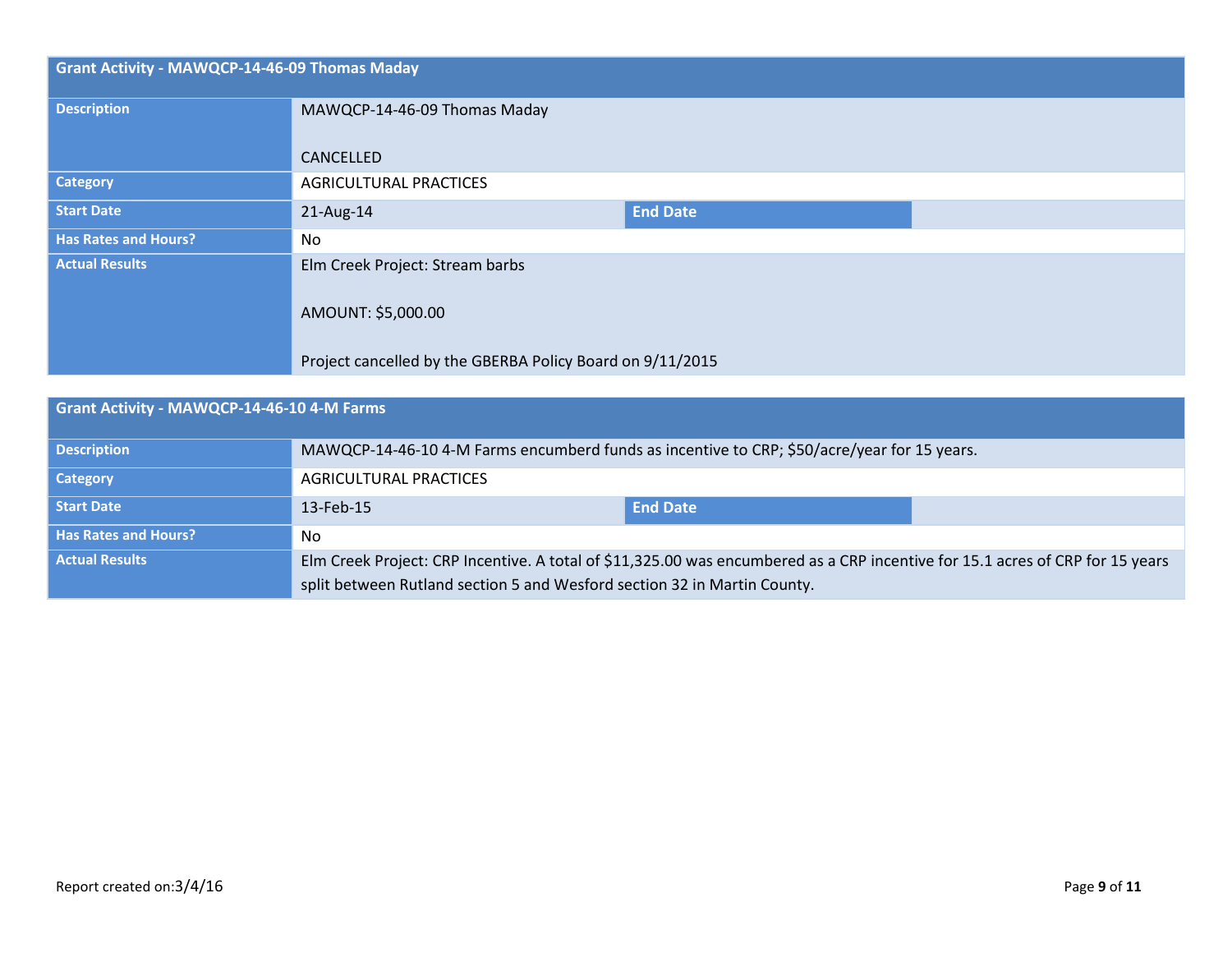| Grant Activity - MAWQCP-14-46-09 Thomas Maday | | | |
|---|---|---|---|
| Description | MAWQCP-14-46-09 Thomas Maday<br><br>CANCELLED | | |
| Category | AGRICULTURAL PRACTICES | | |
| Start Date | 21-Aug-14 | End Date | |
| Has Rates and Hours? | No | | |
| Actual Results | Elm Creek Project: Stream barbs<br><br>AMOUNT: $5,000.00<br><br>Project cancelled by the GBERBA Policy Board on 9/11/2015 | | |

| Grant Activity - MAWQCP-14-46-10 4-M Farms | | | |
|---|---|---|---|
| Description | MAWQCP-14-46-10 4-M Farms encumberd funds as incentive to CRP; $50/acre/year for 15 years. | | |
| Category | AGRICULTURAL PRACTICES | | |
| Start Date | 13-Feb-15 | End Date | |
| Has Rates and Hours? | No | | |
| Actual Results | Elm Creek Project: CRP Incentive. A total of $11,325.00 was encumbered as a CRP incentive for 15.1 acres of CRP for 15 years split between Rutland section 5 and Wesford section 32 in Martin County. | | |

Report created on:3/4/16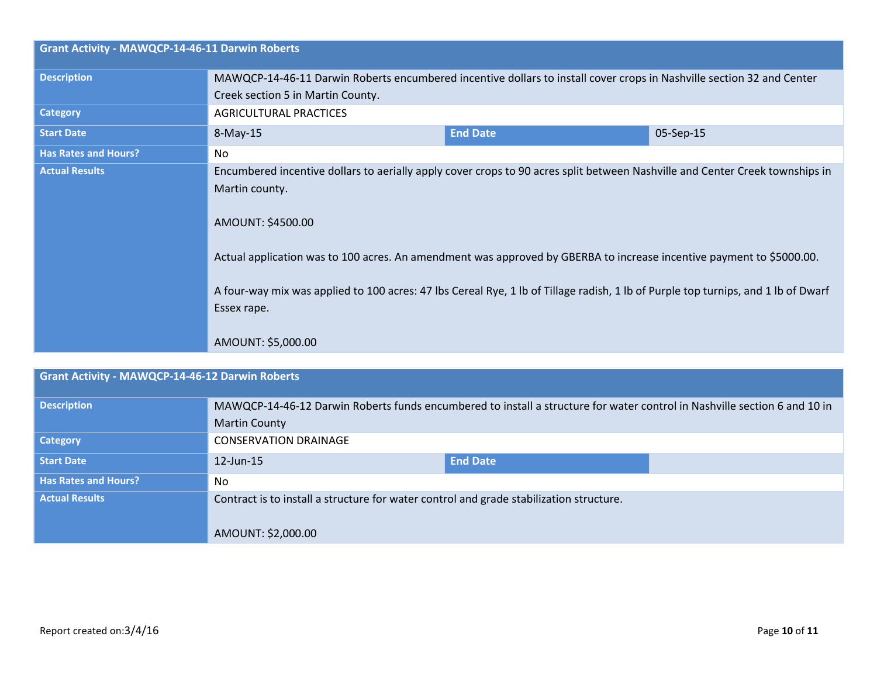| Grant Activity - MAWQCP-14-46-11 Darwin Roberts | | | |
|---|---|---|---|
| Description | MAWQCP-14-46-11 Darwin Roberts encumbered incentive dollars to install cover crops in Nashville section 32 and Center Creek section 5 in Martin County. | | |
| Category | AGRICULTURAL PRACTICES | | |
| Start Date | 8-May-15 | End Date | 05-Sep-15 |
| Has Rates and Hours? | No | | |
| Actual Results | Encumbered incentive dollars to aerially apply cover crops to 90 acres split between Nashville and Center Creek townships in Martin county.<br><br>AMOUNT: $4500.00<br><br>Actual application was to 100 acres. An amendment was approved by GBERBA to increase incentive payment to $5000.00.<br><br>A four-way mix was applied to 100 acres: 47 lbs Cereal Rye, 1 lb of Tillage radish, 1 lb of Purple top turnips, and 1 lb of Dwarf Essex rape.<br><br>AMOUNT: $5,000.00 | | |

| Grant Activity - MAWQCP-14-46-12 Darwin Roberts | | | |
|---|---|---|---|
| Description | MAWQCP-14-46-12 Darwin Roberts funds encumbered to install a structure for water control in Nashville section 6 and 10 in Martin County | | |
| Category | CONSERVATION DRAINAGE | | |
| Start Date | 12-Jun-15 | End Date | |
| Has Rates and Hours? | No | | |
| Actual Results | Contract is to install a structure for water control and grade stabilization structure.<br><br>AMOUNT: $2,000.00 | | |

Report created on:3/4/16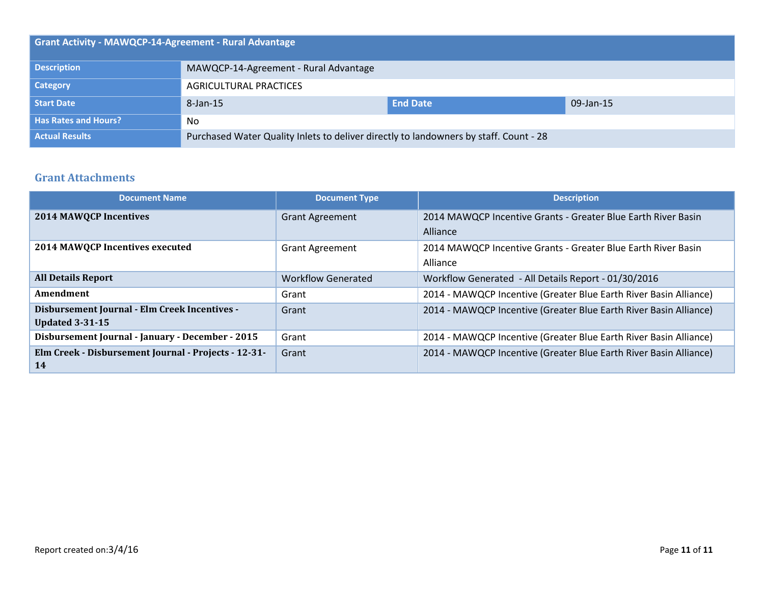| Grant Activity - MAWQCP-14-Agreement - Rural Advantage | | | |
|---|---|---|---|
| Description | MAWQCP-14-Agreement - Rural Advantage | | |
| Category | AGRICULTURAL PRACTICES | | |
| Start Date | 8-Jan-15 | End Date | 09-Jan-15 |
| Has Rates and Hours? | No | | |
| Actual Results | Purchased Water Quality Inlets to deliver directly to landowners by staff. Count - 28 | | |

## Grant Attachments

| Document Name | Document Type | Description |
|---|---|---|
| **2014 MAWQCP Incentives** | Grant Agreement | 2014 MAWQCP Incentive Grants - Greater Blue Earth River Basin Alliance |
| **2014 MAWQCP Incentives executed** | Grant Agreement | 2014 MAWQCP Incentive Grants - Greater Blue Earth River Basin Alliance |
| **All Details Report** | Workflow Generated | Workflow Generated - All Details Report - 01/30/2016 |
| **Amendment** | Grant | 2014 - MAWQCP Incentive (Greater Blue Earth River Basin Alliance) |
| **Disbursement Journal - Elm Creek Incentives - Updated 3-31-15** | Grant | 2014 - MAWQCP Incentive (Greater Blue Earth River Basin Alliance) |
| **Disbursement Journal - January - December - 2015** | Grant | 2014 - MAWQCP Incentive (Greater Blue Earth River Basin Alliance) |
| **Elm Creek - Disbursement Journal - Projects - 12-31-14** | Grant | 2014 - MAWQCP Incentive (Greater Blue Earth River Basin Alliance) |

Report created on:3/4/16